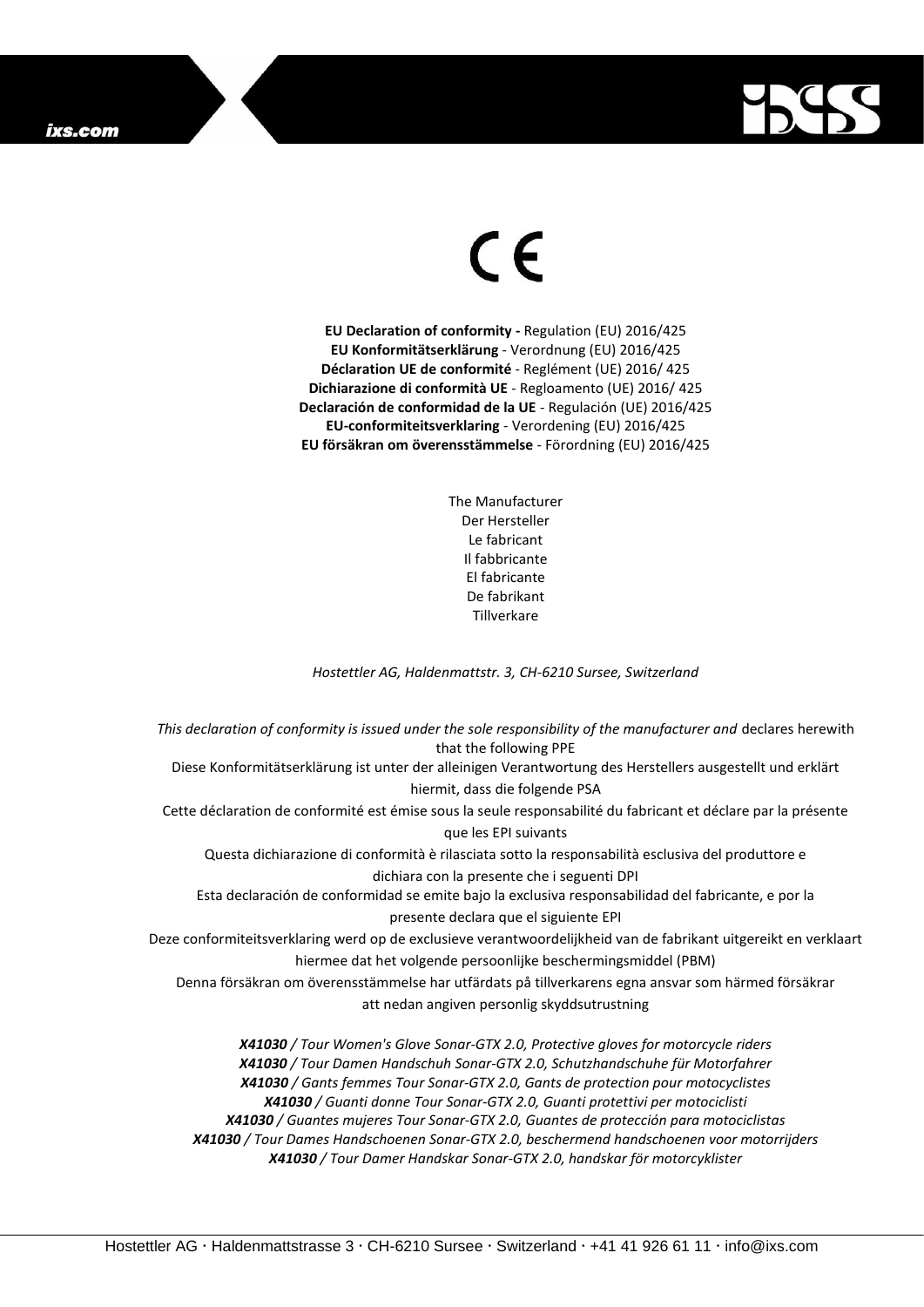CE

**EU Declaration of conformity -** Regulation (EU) 2016/425
**EU Konformitätserklärung** - Verordnung (EU) 2016/425
**Déclaration UE de conformité** - Reglément (UE) 2016/ 425
**Dichiarazione di conformità UE** - Regloamento (UE) 2016/ 425
**Declaración de conformidad de la UE** - Regulación (UE) 2016/425
**EU-conformiteitsverklaring** - Verordening (EU) 2016/425
**EU försäkran om överensstämmelse** - Förordning (EU) 2016/425

The Manufacturer
Der Hersteller
Le fabricant
Il fabbricante
El fabricante
De fabrikant
Tillverkare

*Hostettler AG, Haldenmattstr. 3, CH-6210 Sursee, Switzerland*

*This declaration of conformity is issued under the sole responsibility of the manufacturer and* declares herewith that the following PPE
Diese Konformitätserklärung ist unter der alleinigen Verantwortung des Herstellers ausgestellt und erklärt hiermit, dass die folgende PSA
Cette déclaration de conformité est émise sous la seule responsabilité du fabricant et déclare par la présente que les EPI suivants
Questa dichiarazione di conformità è rilasciata sotto la responsabilità esclusiva del produttore e dichiara con la presente che i seguenti DPI
Esta declaración de conformidad se emite bajo la exclusiva responsabilidad del fabricante, e por la presente declara que el siguiente EPI
Deze conformiteitsverklaring werd op de exclusieve verantwoordelijkheid van de fabrikant uitgereikt en verklaart hiermee dat het volgende persoonlijke beschermingsmiddel (PBM)
Denna försäkran om överensstämmelse har utfärdats på tillverkarens egna ansvar som härmed försäkrar att nedan angiven personlig skyddsutrustning

***X41030** / Tour Women's Glove Sonar-GTX 2.0, Protective gloves for motorcycle riders*
***X41030** / Tour Damen Handschuh Sonar-GTX 2.0, Schutzhandschuhe für Motorfahrer*
***X41030** / Gants femmes Tour Sonar-GTX 2.0, Gants de protection pour motocyclistes*
***X41030** / Guanti donne Tour Sonar-GTX 2.0, Guanti protettivi per motociclisti*
***X41030** / Guantes mujeres Tour Sonar-GTX 2.0, Guantes de protección para motociclistas*
***X41030** / Tour Dames Handschoenen Sonar-GTX 2.0, beschermend handschoenen voor motorrijders*
***X41030** / Tour Damer Handskar Sonar-GTX 2.0, handskar för motorcyklister*

Hostettler AG · Haldenmattstrasse 3 · CH-6210 Sursee · Switzerland · +41 41 926 61 11 · info@ixs.com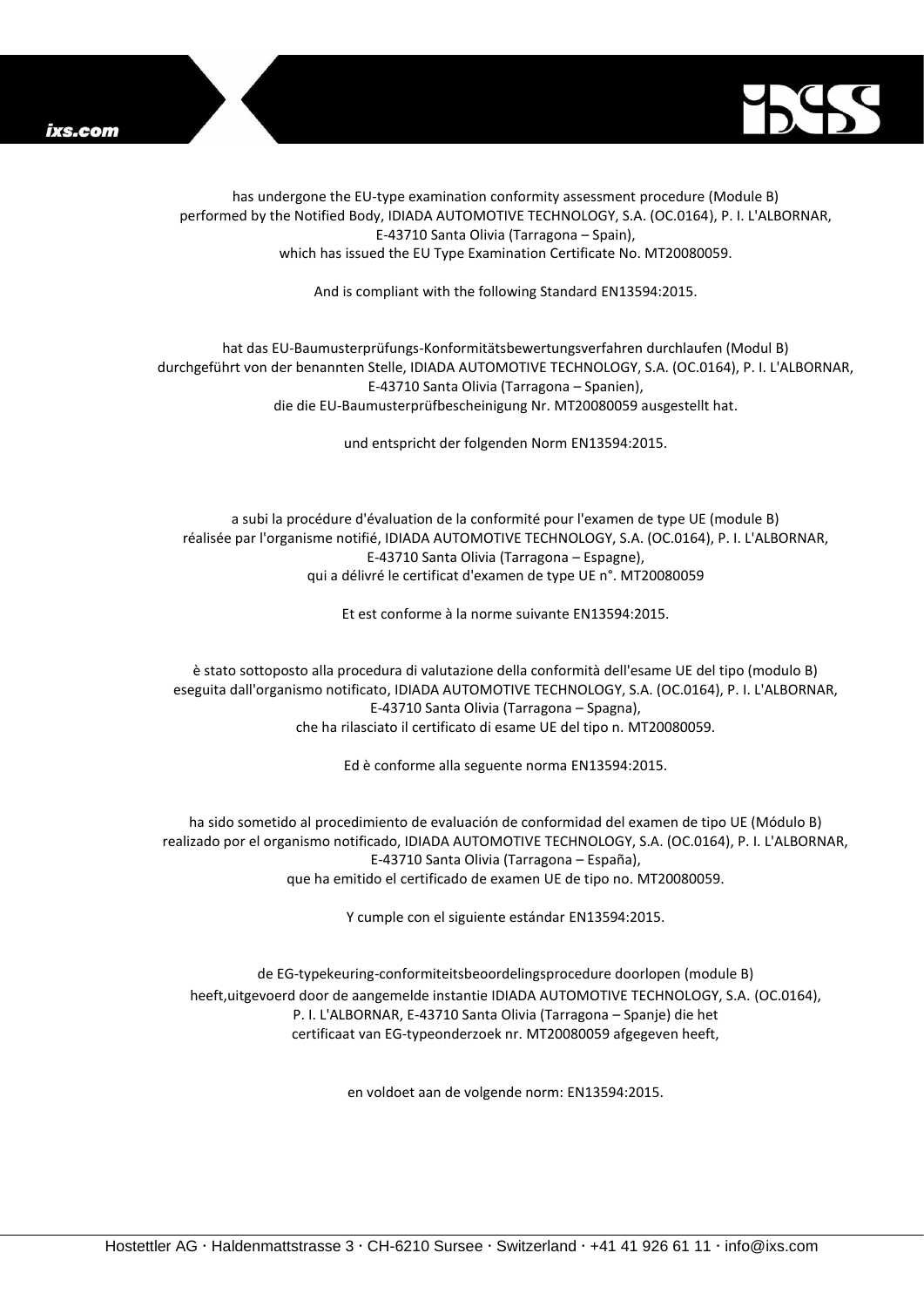has undergone the EU-type examination conformity assessment procedure (Module B)
performed by the Notified Body, IDIADA AUTOMOTIVE TECHNOLOGY, S.A. (OC.0164), P. I. L'ALBORNAR,
E-43710 Santa Olivia (Tarragona – Spain),
which has issued the EU Type Examination Certificate No. MT20080059.

And is compliant with the following Standard EN13594:2015.

hat das EU-Baumusterprüfungs-Konformitätsbewertungsverfahren durchlaufen (Modul B)
durchgeführt von der benannten Stelle, IDIADA AUTOMOTIVE TECHNOLOGY, S.A. (OC.0164), P. I. L'ALBORNAR,
E-43710 Santa Olivia (Tarragona – Spanien),
die die EU-Baumusterprüfbescheinigung Nr. MT20080059 ausgestellt hat.

und entspricht der folgenden Norm EN13594:2015.

a subi la procédure d'évaluation de la conformité pour l'examen de type UE (module B)
réalisée par l'organisme notifié, IDIADA AUTOMOTIVE TECHNOLOGY, S.A. (OC.0164), P. I. L'ALBORNAR,
E-43710 Santa Olivia (Tarragona – Espagne),
qui a délivré le certificat d'examen de type UE n°. MT20080059

Et est conforme à la norme suivante EN13594:2015.

è stato sottoposto alla procedura di valutazione della conformità dell'esame UE del tipo (modulo B)
eseguita dall'organismo notificato, IDIADA AUTOMOTIVE TECHNOLOGY, S.A. (OC.0164), P. I. L'ALBORNAR,
E-43710 Santa Olivia (Tarragona – Spagna),
che ha rilasciato il certificato di esame UE del tipo n. MT20080059.

Ed è conforme alla seguente norma EN13594:2015.

ha sido sometido al procedimiento de evaluación de conformidad del examen de tipo UE (Módulo B)
realizado por el organismo notificado, IDIADA AUTOMOTIVE TECHNOLOGY, S.A. (OC.0164), P. I. L'ALBORNAR,
E-43710 Santa Olivia (Tarragona – España),
que ha emitido el certificado de examen UE de tipo no. MT20080059.

Y cumple con el siguiente estándar EN13594:2015.

de EG-typekeuring-conformiteitsbeoordelingsprocedure doorlopen (module B)
heeft,uitgevoerd door de aangemelde instantie IDIADA AUTOMOTIVE TECHNOLOGY, S.A. (OC.0164),
P. I. L'ALBORNAR, E-43710 Santa Olivia (Tarragona – Spanje) die het
certificaat van EG-typeonderzoek nr. MT20080059 afgegeven heeft,

en voldoet aan de volgende norm: EN13594:2015.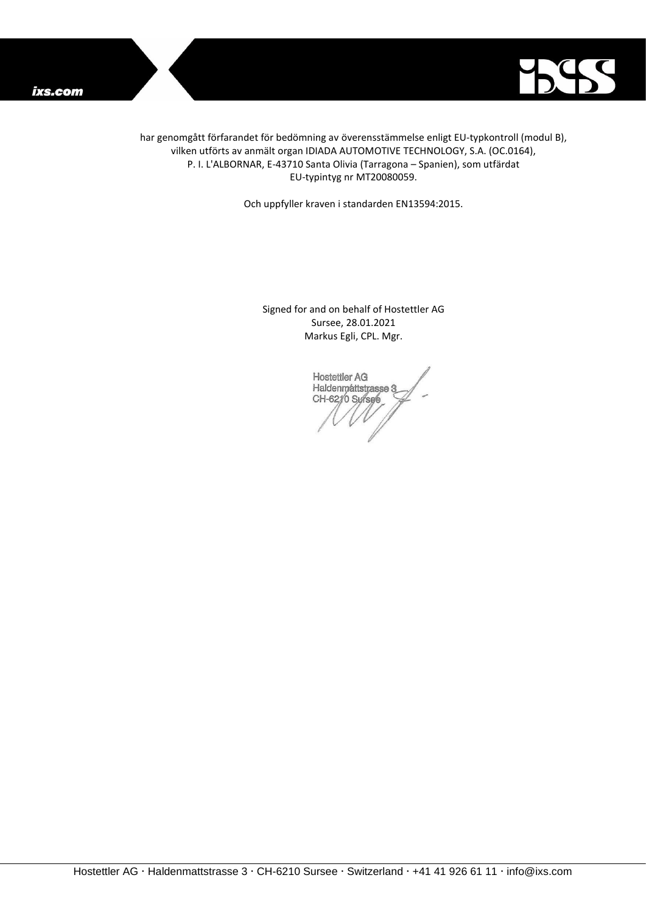har genomgått förfarandet för bedömning av överensstämmelse enligt EU-typkontroll (modul B), vilken utförts av anmält organ IDIADA AUTOMOTIVE TECHNOLOGY, S.A. (OC.0164), P. I. L'ALBORNAR, E-43710 Santa Olivia (Tarragona – Spanien), som utfärdat EU-typintyg nr MT20080059.

Och uppfyller kraven i standarden EN13594:2015.

Signed for and on behalf of Hostettler AG
Sursee, 28.01.2021
Markus Egli, CPL. Mgr.

Hostettler AG
Haldenmattstrasse 3
CH-6210 Sursee